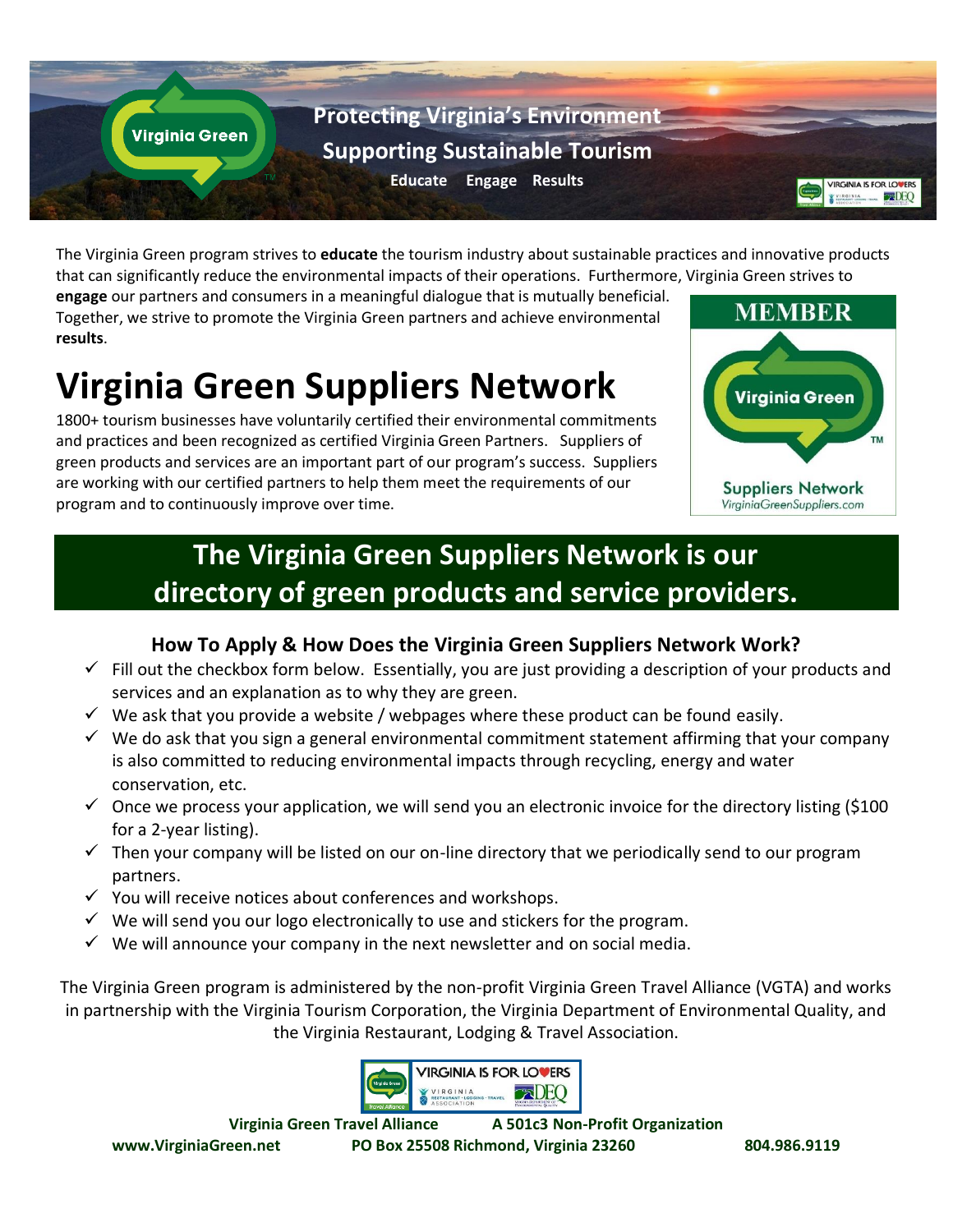**Protecting Virginia's Environment**

**Supporting Sustainable Tourism**

**Educate Engage Results**

The Virginia Green program strives to **educate** the tourism industry about sustainable practices and innovative products that can significantly reduce the environmental impacts of their operations. Furthermore, Virginia Green strives to **engage** our partners and consumers in a meaningful dialogue that is mutually beneficial. Together, we strive to promote the Virginia Green partners and achieve environmental **results**.

MEMBER

Virginia Green™

Suppliers Network

*VirginiaGreenSuppliers.com*

# Virginia Green Suppliers Network

1800+ tourism businesses have voluntarily certified their environmental commitments and practices and been recognized as certified Virginia Green Partners. Suppliers of green products and services are an important part of our program's success. Suppliers are working with our certified partners to help them meet the requirements of our program and to continuously improve over time.

## The Virginia Green Suppliers Network is our directory of green products and service providers.

### How To Apply & How Does the Virginia Green Suppliers Network Work?

- ✓ Fill out the checkbox form below. Essentially, you are just providing a description of your products and services and an explanation as to why they are green.
- ✓ We ask that you provide a website / webpages where these product can be found easily.
- ✓ We do ask that you sign a general environmental commitment statement affirming that your company is also committed to reducing environmental impacts through recycling, energy and water conservation, etc.
- ✓ Once we process your application, we will send you an electronic invoice for the directory listing ($100 for a 2-year listing).
- ✓ Then your company will be listed on our on-line directory that we periodically send to our program partners.
- ✓ You will receive notices about conferences and workshops.
- ✓ We will send you our logo electronically to use and stickers for the program.
- ✓ We will announce your company in the next newsletter and on social media.

The Virginia Green program is administered by the non-profit Virginia Green Travel Alliance (VGTA) and works in partnership with the Virginia Tourism Corporation, the Virginia Department of Environmental Quality, and the Virginia Restaurant, Lodging & Travel Association.

**Virginia Green Travel Alliance** **A 501c3 Non-Profit Organization**

**www.VirginiaGreen.net** **PO Box 25508 Richmond, Virginia 23260** **804.986.9119**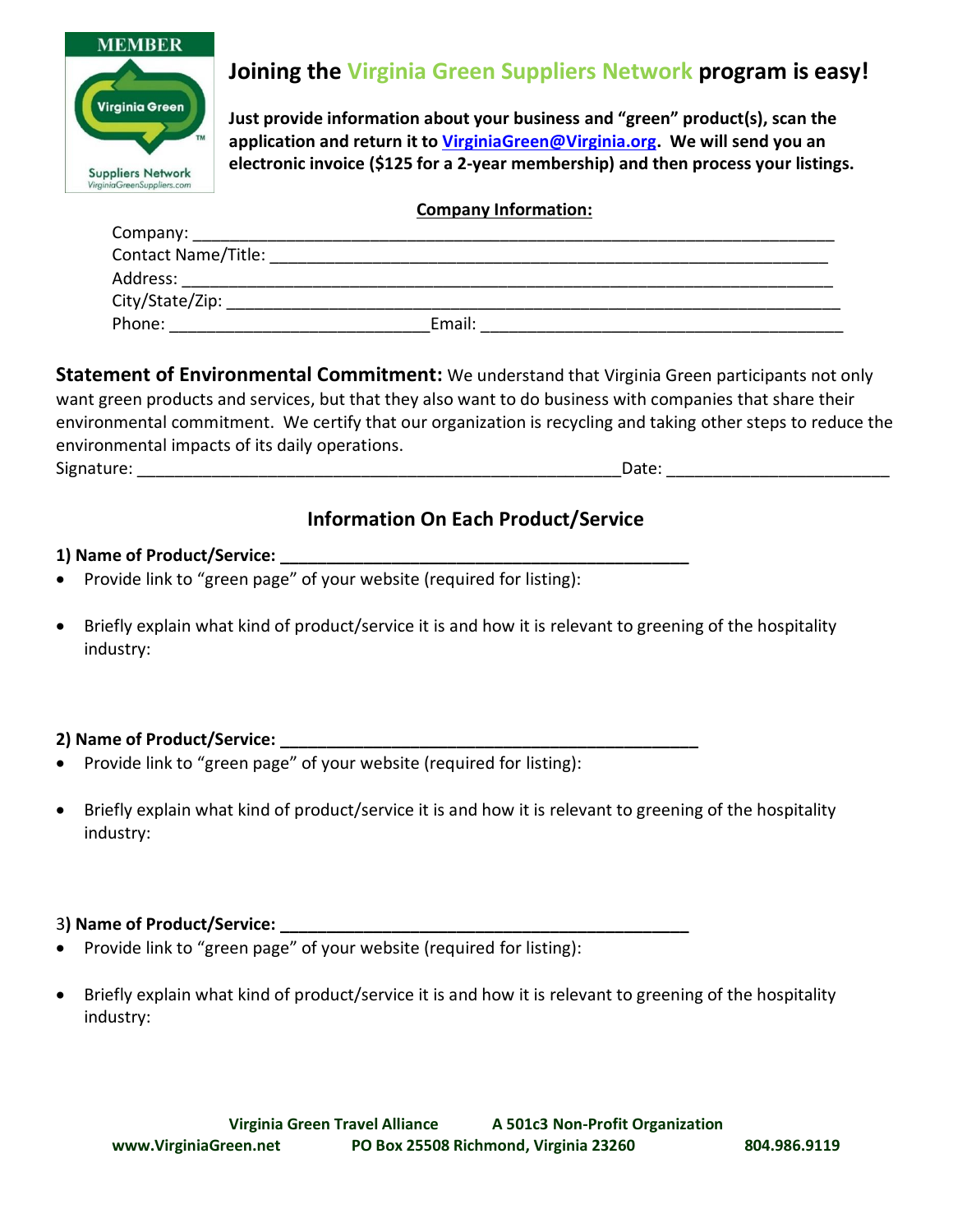MEMBER

Virginia Green

Suppliers Network
VirginiaGreenSuppliers.com

## Joining the Virginia Green Suppliers Network program is easy!

**Just provide information about your business and "green" product(s), scan the application and return it to VirginiaGreen@Virginia.org. We will send you an electronic invoice ($125 for a 2-year membership) and then process your listings.**

**Company Information:**

Company: ___________________________________________________________________
Contact Name/Title: ____________________________________________________________
Address: ___________________________________________________________________
City/State/Zip: _______________________________________________________________
Phone: ___________________________ Email: _______________________________________

**Statement of Environmental Commitment:** We understand that Virginia Green participants not only want green products and services, but that they also want to do business with companies that share their environmental commitment. We certify that our organization is recycling and taking other steps to reduce the environmental impacts of its daily operations.

Signature: ______________________________________________________Date: ________________________

### Information On Each Product/Service

**1) Name of Product/Service: ____________________________________________**

- Provide link to "green page" of your website (required for listing):
- Briefly explain what kind of product/service it is and how it is relevant to greening of the hospitality industry:

**2) Name of Product/Service: ____________________________________________**

- Provide link to "green page" of your website (required for listing):
- Briefly explain what kind of product/service it is and how it is relevant to greening of the hospitality industry:

**3) Name of Product/Service: ____________________________________________**

- Provide link to "green page" of your website (required for listing):
- Briefly explain what kind of product/service it is and how it is relevant to greening of the hospitality industry:

**Virginia Green Travel Alliance** **A 501c3 Non-Profit Organization**
**www.VirginiaGreen.net** **PO Box 25508 Richmond, Virginia 23260** **804.986.9119**